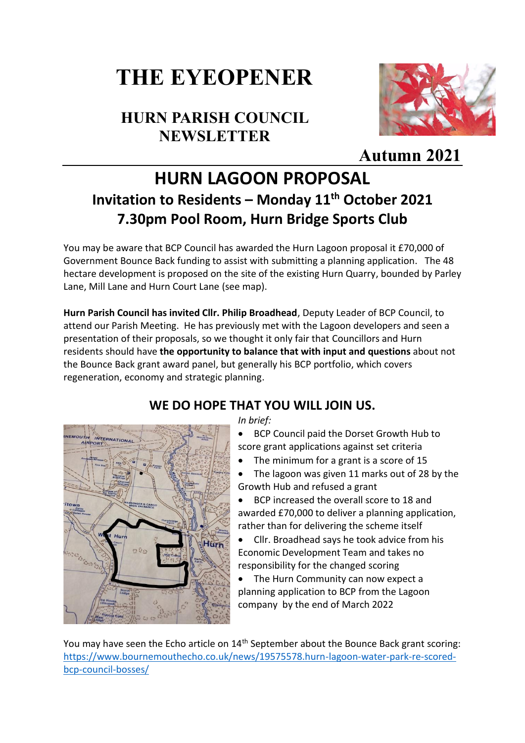# THE EYEOPENER

## HURN PARISH COUNCIL NEWSLETTER

**Autumn 2021**

# HURN LAGOON PROPOSAL

## Invitation to Residents – Monday 11th October 2021
## 7.30pm Pool Room, Hurn Bridge Sports Club

You may be aware that BCP Council has awarded the Hurn Lagoon proposal it £70,000 of Government Bounce Back funding to assist with submitting a planning application. The 48 hectare development is proposed on the site of the existing Hurn Quarry, bounded by Parley Lane, Mill Lane and Hurn Court Lane (see map).

**Hurn Parish Council has invited Cllr. Philip Broadhead**, Deputy Leader of BCP Council, to attend our Parish Meeting. He has previously met with the Lagoon developers and seen a presentation of their proposals, so we thought it only fair that Councillors and Hurn residents should have **the opportunity to balance that with input and questions** about not the Bounce Back grant award panel, but generally his BCP portfolio, which covers regeneration, economy and strategic planning.

### WE DO HOPE THAT YOU WILL JOIN US.

*In brief:*

- BCP Council paid the Dorset Growth Hub to score grant applications against set criteria
- The minimum for a grant is a score of 15
- The lagoon was given 11 marks out of 28 by the Growth Hub and refused a grant
- BCP increased the overall score to 18 and awarded £70,000 to deliver a planning application, rather than for delivering the scheme itself
- Cllr. Broadhead says he took advice from his Economic Development Team and takes no responsibility for the changed scoring
- The Hurn Community can now expect a planning application to BCP from the Lagoon company by the end of March 2022

You may have seen the Echo article on 14th September about the Bounce Back grant scoring: https://www.bournemouthecho.co.uk/news/19575578.hurn-lagoon-water-park-re-scored-bcp-council-bosses/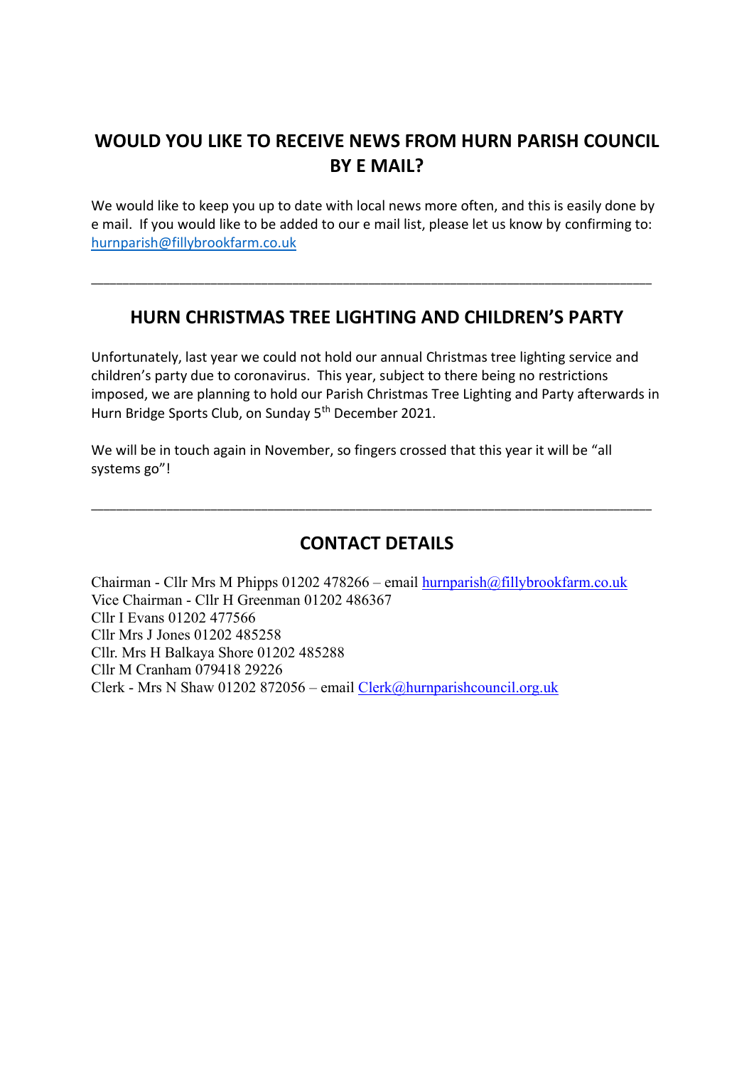## WOULD YOU LIKE TO RECEIVE NEWS FROM HURN PARISH COUNCIL BY E MAIL?

We would like to keep you up to date with local news more often, and this is easily done by e mail. If you would like to be added to our e mail list, please let us know by confirming to: hurnparish@fillybrookfarm.co.uk

---

## HURN CHRISTMAS TREE LIGHTING AND CHILDREN'S PARTY

Unfortunately, last year we could not hold our annual Christmas tree lighting service and children's party due to coronavirus. This year, subject to there being no restrictions imposed, we are planning to hold our Parish Christmas Tree Lighting and Party afterwards in Hurn Bridge Sports Club, on Sunday 5th December 2021.

We will be in touch again in November, so fingers crossed that this year it will be "all systems go"!

---

## CONTACT DETAILS

Chairman - Cllr Mrs M Phipps 01202 478266 – email hurnparish@fillybrookfarm.co.uk
Vice Chairman - Cllr H Greenman 01202 486367
Cllr I Evans 01202 477566
Cllr Mrs J Jones 01202 485258
Cllr. Mrs H Balkaya Shore 01202 485288
Cllr M Cranham 079418 29226
Clerk - Mrs N Shaw 01202 872056 – email Clerk@hurnparishcouncil.org.uk